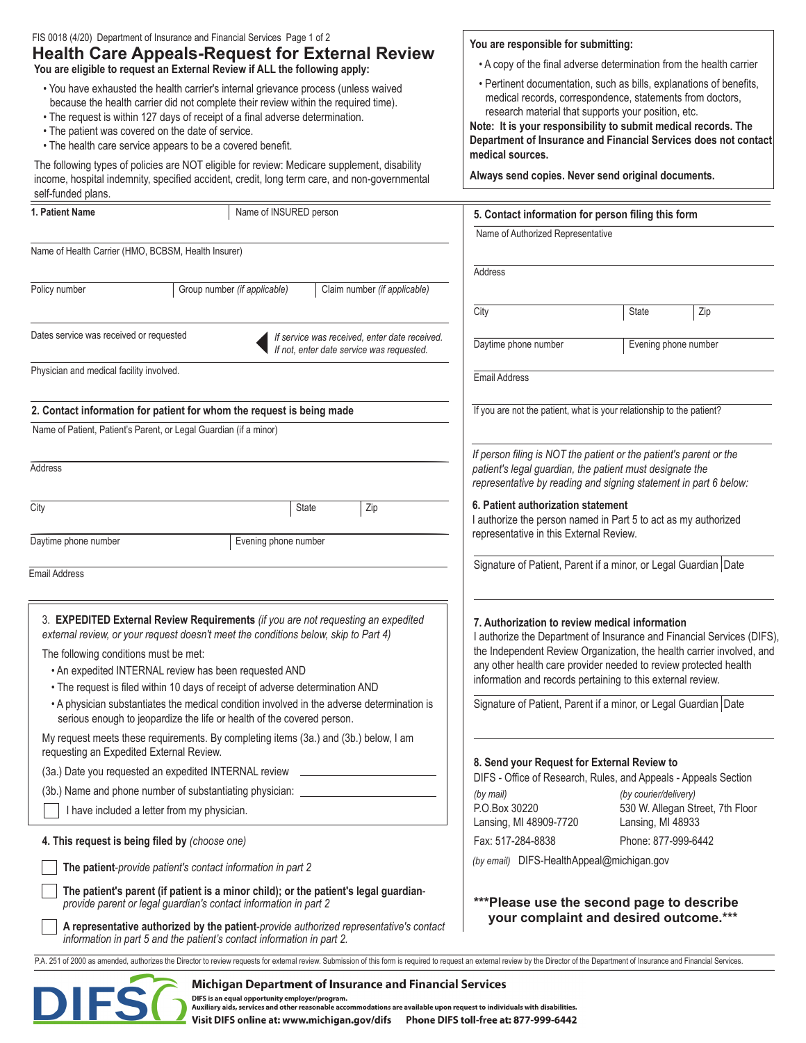FIS 0018 (4/20) Department of Insurance and Financial Services Page 1 of 2

# Health Care Appeals-Request for External Review

**You are eligible to request an External Review if ALL the following apply:**

- You have exhausted the health carrier's internal grievance process (unless waived because the health carrier did not complete their review within the required time).
- The request is within 127 days of receipt of a final adverse determination.
- The patient was covered on the date of service.
- The health care service appears to be a covered benefit.

The following types of policies are NOT eligible for review: Medicare supplement, disability income, hospital indemnity, specified accident, credit, long term care, and non-governmental self-funded plans.

**You are responsible for submitting:**

- A copy of the final adverse determination from the health carrier
- Pertinent documentation, such as bills, explanations of benefits, medical records, correspondence, statements from doctors, research material that supports your position, etc.

**Note: It is your responsibility to submit medical records. The Department of Insurance and Financial Services does not contact medical sources.**

**Always send copies. Never send original documents.**

**1. Patient Name** | Name of INSURED person

Name of Health Carrier (HMO, BCBSM, Health Insurer)

Policy number | Group number *(if applicable)* | Claim number *(if applicable)*

Dates service was received or requested — *If service was received, enter date received. If not, enter date service was requested.*

Physician and medical facility involved.

**2. Contact information for patient for whom the request is being made**

Name of Patient, Patient's Parent, or Legal Guardian (if a minor)

Address

City | State | Zip

Daytime phone number | Evening phone number

Email Address

3. **EXPEDITED External Review Requirements** *(if you are not requesting an expedited external review, or your request doesn't meet the conditions below, skip to Part 4)*

The following conditions must be met:

- An expedited INTERNAL review has been requested AND
- The request is filed within 10 days of receipt of adverse determination AND
- A physician substantiates the medical condition involved in the adverse determination is serious enough to jeopardize the life or health of the covered person.

My request meets these requirements. By completing items (3a.) and (3b.) below, I am requesting an Expedited External Review.

(3a.) Date you requested an expedited INTERNAL review ______________

(3b.) Name and phone number of substantiating physician: ______________

☐ I have included a letter from my physician.

**4. This request is being filed by** *(choose one)*

☐ **The patient**-*provide patient's contact information in part 2*

☐ **The patient's parent (if patient is a minor child); or the patient's legal guardian**-*provide parent or legal guardian's contact information in part 2*

☐ **A representative authorized by the patient**-*provide authorized representative's contact information in part 5 and the patient's contact information in part 2.*

**5. Contact information for person filing this form**

Name of Authorized Representative

Address

City | State | Zip

Daytime phone number | Evening phone number

Email Address

If you are not the patient, what is your relationship to the patient?

*If person filing is NOT the patient or the patient's parent or the patient's legal guardian, the patient must designate the representative by reading and signing statement in part 6 below:*

**6. Patient authorization statement**

I authorize the person named in Part 5 to act as my authorized representative in this External Review.

Signature of Patient, Parent if a minor, or Legal Guardian | Date

**7. Authorization to review medical information**

I authorize the Department of Insurance and Financial Services (DIFS), the Independent Review Organization, the health carrier involved, and any other health care provider needed to review protected health information and records pertaining to this external review.

Signature of Patient, Parent if a minor, or Legal Guardian | Date

**8. Send your Request for External Review to**

DIFS - Office of Research, Rules, and Appeals - Appeals Section

| *(by mail)* | *(by courier/delivery)* |
|---|---|
| P.O.Box 30220 | 530 W. Allegan Street, 7th Floor |
| Lansing, MI 48909-7720 | Lansing, MI 48933 |
| Fax: 517-284-8838 | Phone: 877-999-6442 |

*(by email)* DIFS-HealthAppeal@michigan.gov

**\*\*\*Please use the second page to describe your complaint and desired outcome.\*\*\***

P.A. 251 of 2000 as amended, authorizes the Director to review requests for external review. Submission of this form is required to request an external review by the Director of the Department of Insurance and Financial Services.

**Michigan Department of Insurance and Financial Services**

DIFS is an equal opportunity employer/program.
Auxiliary aids, services and other reasonable accommodations are available upon request to individuals with disabilities.

**Visit DIFS online at: www.michigan.gov/difs Phone DIFS toll-free at: 877-999-6442**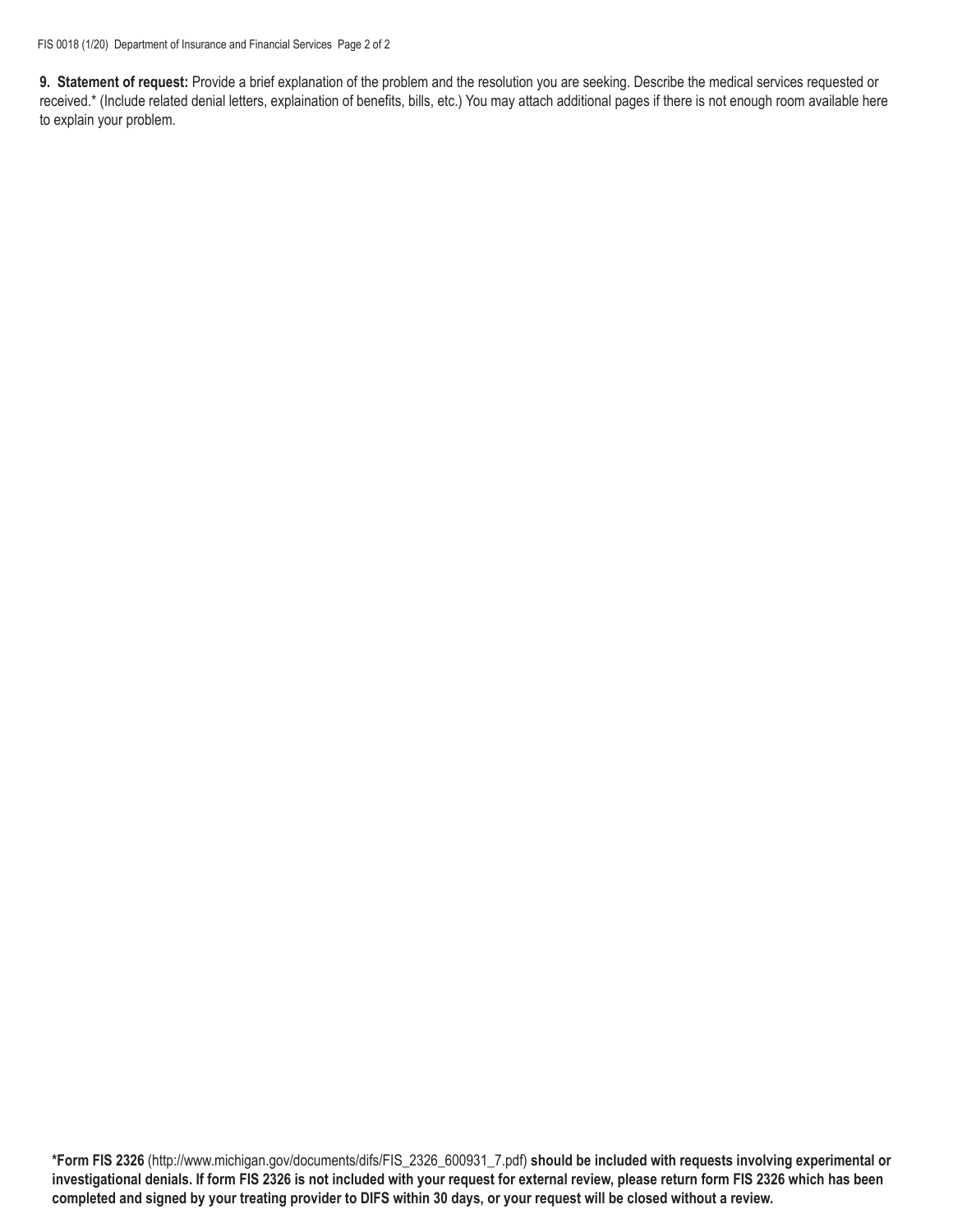**9. Statement of request:** Provide a brief explanation of the problem and the resolution you are seeking. Describe the medical services requested or received.* (Include related denial letters, explaination of benefits, bills, etc.) You may attach additional pages if there is not enough room available here to explain your problem.

**\*Form FIS 2326** (http://www.michigan.gov/documents/difs/FIS_2326_600931_7.pdf) **should be included with requests involving experimental or investigational denials. If form FIS 2326 is not included with your request for external review, please return form FIS 2326 which has been completed and signed by your treating provider to DIFS within 30 days, or your request will be closed without a review.**